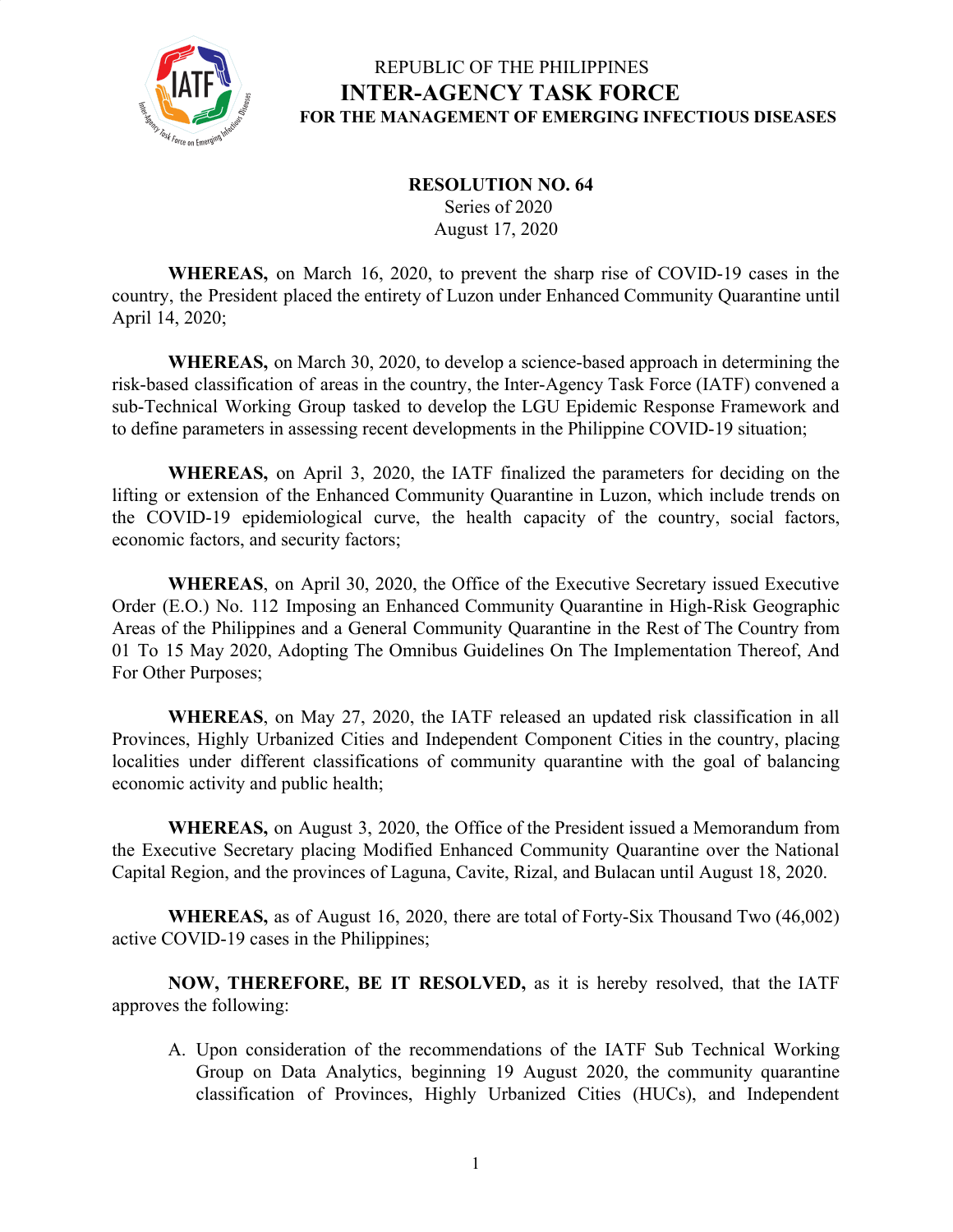REPUBLIC OF THE PHILIPPINES

# INTER-AGENCY TASK FORCE

## FOR THE MANAGEMENT OF EMERGING INFECTIOUS DISEASES

**RESOLUTION NO. 64**
Series of 2020
August 17, 2020

**WHEREAS,** on March 16, 2020, to prevent the sharp rise of COVID-19 cases in the country, the President placed the entirety of Luzon under Enhanced Community Quarantine until April 14, 2020;

**WHEREAS,** on March 30, 2020, to develop a science-based approach in determining the risk-based classification of areas in the country, the Inter-Agency Task Force (IATF) convened a sub-Technical Working Group tasked to develop the LGU Epidemic Response Framework and to define parameters in assessing recent developments in the Philippine COVID-19 situation;

**WHEREAS,** on April 3, 2020, the IATF finalized the parameters for deciding on the lifting or extension of the Enhanced Community Quarantine in Luzon, which include trends on the COVID-19 epidemiological curve, the health capacity of the country, social factors, economic factors, and security factors;

**WHEREAS**, on April 30, 2020, the Office of the Executive Secretary issued Executive Order (E.O.) No. 112 Imposing an Enhanced Community Quarantine in High-Risk Geographic Areas of the Philippines and a General Community Quarantine in the Rest of The Country from 01 To 15 May 2020, Adopting The Omnibus Guidelines On The Implementation Thereof, And For Other Purposes;

**WHEREAS**, on May 27, 2020, the IATF released an updated risk classification in all Provinces, Highly Urbanized Cities and Independent Component Cities in the country, placing localities under different classifications of community quarantine with the goal of balancing economic activity and public health;

**WHEREAS,** on August 3, 2020, the Office of the President issued a Memorandum from the Executive Secretary placing Modified Enhanced Community Quarantine over the National Capital Region, and the provinces of Laguna, Cavite, Rizal, and Bulacan until August 18, 2020.

**WHEREAS,** as of August 16, 2020, there are total of Forty-Six Thousand Two (46,002) active COVID-19 cases in the Philippines;

**NOW, THEREFORE, BE IT RESOLVED,** as it is hereby resolved, that the IATF approves the following:

A. Upon consideration of the recommendations of the IATF Sub Technical Working Group on Data Analytics, beginning 19 August 2020, the community quarantine classification of Provinces, Highly Urbanized Cities (HUCs), and Independent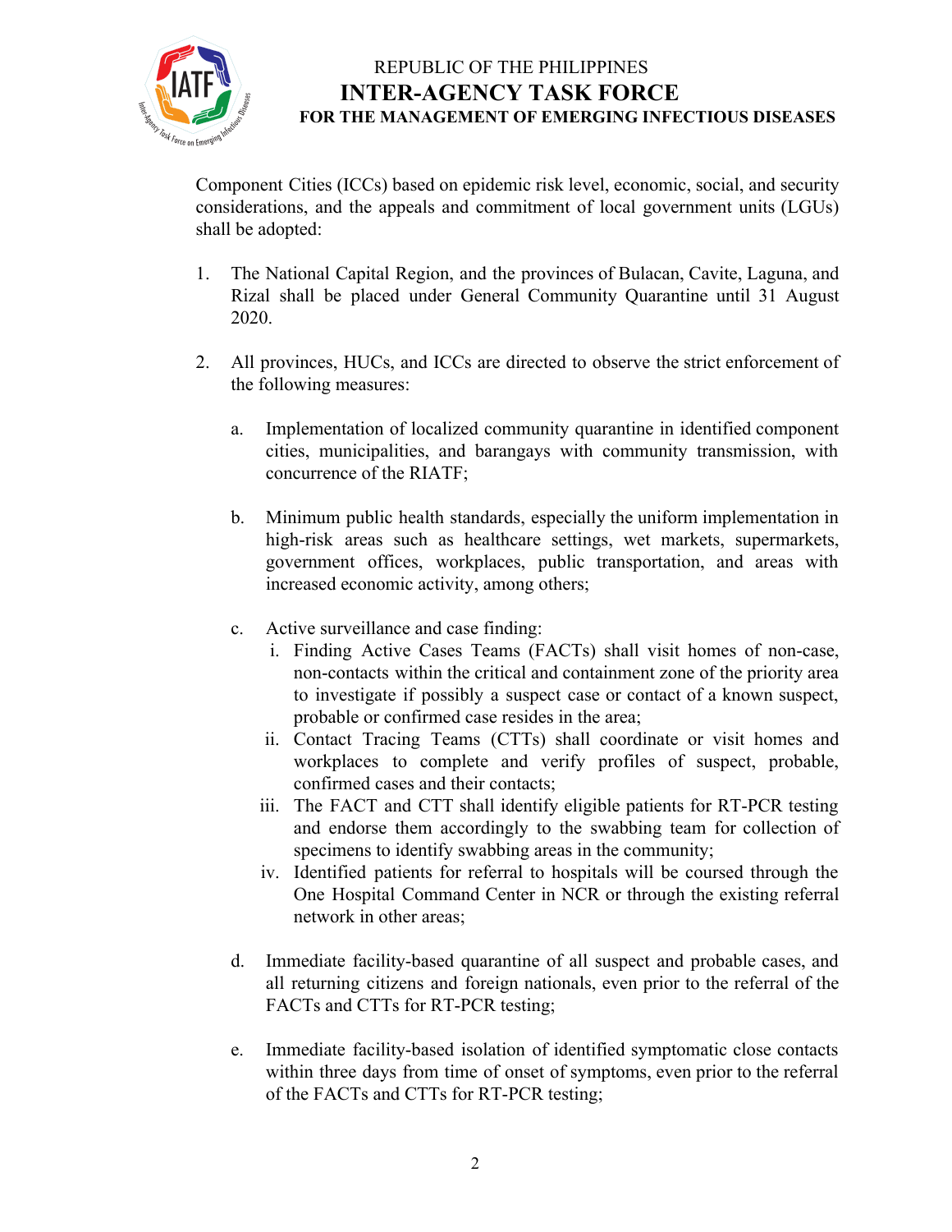Component Cities (ICCs) based on epidemic risk level, economic, social, and security considerations, and the appeals and commitment of local government units (LGUs) shall be adopted:

1. The National Capital Region, and the provinces of Bulacan, Cavite, Laguna, and Rizal shall be placed under General Community Quarantine until 31 August 2020.

2. All provinces, HUCs, and ICCs are directed to observe the strict enforcement of the following measures:

   a. Implementation of localized community quarantine in identified component cities, municipalities, and barangays with community transmission, with concurrence of the RIATF;

   b. Minimum public health standards, especially the uniform implementation in high-risk areas such as healthcare settings, wet markets, supermarkets, government offices, workplaces, public transportation, and areas with increased economic activity, among others;

   c. Active surveillance and case finding:
      i. Finding Active Cases Teams (FACTs) shall visit homes of non-case, non-contacts within the critical and containment zone of the priority area to investigate if possibly a suspect case or contact of a known suspect, probable or confirmed case resides in the area;
      ii. Contact Tracing Teams (CTTs) shall coordinate or visit homes and workplaces to complete and verify profiles of suspect, probable, confirmed cases and their contacts;
      iii. The FACT and CTT shall identify eligible patients for RT-PCR testing and endorse them accordingly to the swabbing team for collection of specimens to identify swabbing areas in the community;
      iv. Identified patients for referral to hospitals will be coursed through the One Hospital Command Center in NCR or through the existing referral network in other areas;

   d. Immediate facility-based quarantine of all suspect and probable cases, and all returning citizens and foreign nationals, even prior to the referral of the FACTs and CTTs for RT-PCR testing;

   e. Immediate facility-based isolation of identified symptomatic close contacts within three days from time of onset of symptoms, even prior to the referral of the FACTs and CTTs for RT-PCR testing;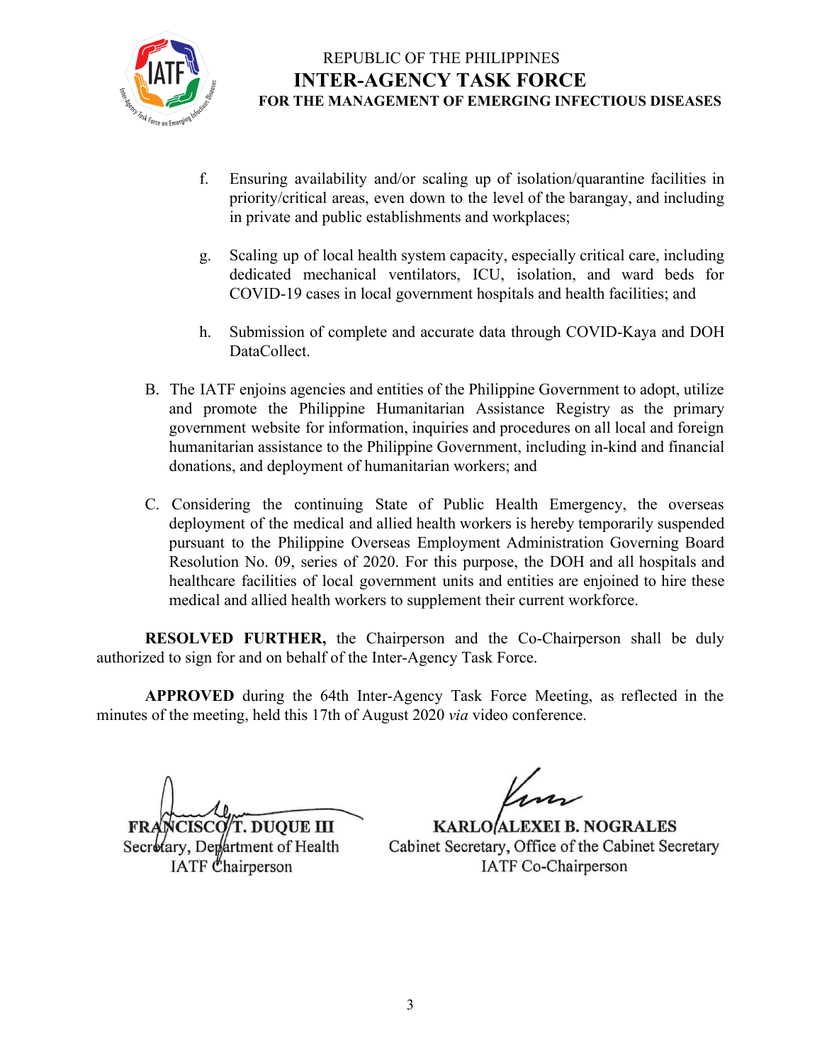f. Ensuring availability and/or scaling up of isolation/quarantine facilities in priority/critical areas, even down to the level of the barangay, and including in private and public establishments and workplaces;

g. Scaling up of local health system capacity, especially critical care, including dedicated mechanical ventilators, ICU, isolation, and ward beds for COVID-19 cases in local government hospitals and health facilities; and

h. Submission of complete and accurate data through COVID-Kaya and DOH DataCollect.

B. The IATF enjoins agencies and entities of the Philippine Government to adopt, utilize and promote the Philippine Humanitarian Assistance Registry as the primary government website for information, inquiries and procedures on all local and foreign humanitarian assistance to the Philippine Government, including in-kind and financial donations, and deployment of humanitarian workers; and

C. Considering the continuing State of Public Health Emergency, the overseas deployment of the medical and allied health workers is hereby temporarily suspended pursuant to the Philippine Overseas Employment Administration Governing Board Resolution No. 09, series of 2020. For this purpose, the DOH and all hospitals and healthcare facilities of local government units and entities are enjoined to hire these medical and allied health workers to supplement their current workforce.

**RESOLVED FURTHER,** the Chairperson and the Co-Chairperson shall be duly authorized to sign for and on behalf of the Inter-Agency Task Force.

**APPROVED** during the 64th Inter-Agency Task Force Meeting, as reflected in the minutes of the meeting, held this 17th of August 2020 *via* video conference.

**FRANCISCO T. DUQUE III**
Secretary, Department of Health
IATF Chairperson

**KARLO ALEXEI B. NOGRALES**
Cabinet Secretary, Office of the Cabinet Secretary
IATF Co-Chairperson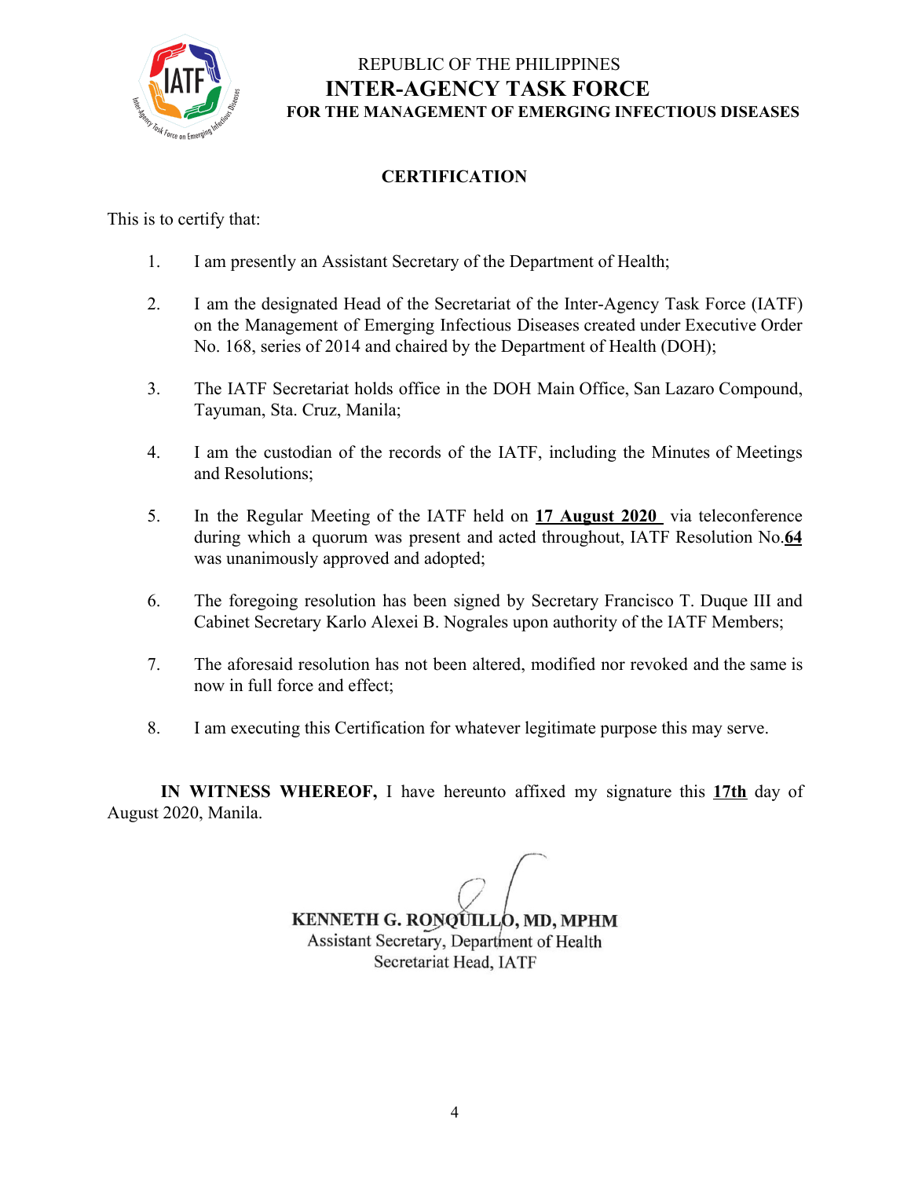REPUBLIC OF THE PHILIPPINES

**INTER-AGENCY TASK FORCE**

**FOR THE MANAGEMENT OF EMERGING INFECTIOUS DISEASES**

## CERTIFICATION

This is to certify that:

1. I am presently an Assistant Secretary of the Department of Health;

2. I am the designated Head of the Secretariat of the Inter-Agency Task Force (IATF) on the Management of Emerging Infectious Diseases created under Executive Order No. 168, series of 2014 and chaired by the Department of Health (DOH);

3. The IATF Secretariat holds office in the DOH Main Office, San Lazaro Compound, Tayuman, Sta. Cruz, Manila;

4. I am the custodian of the records of the IATF, including the Minutes of Meetings and Resolutions;

5. In the Regular Meeting of the IATF held on **17 August 2020** via teleconference during which a quorum was present and acted throughout, IATF Resolution No.**64** was unanimously approved and adopted;

6. The foregoing resolution has been signed by Secretary Francisco T. Duque III and Cabinet Secretary Karlo Alexei B. Nograles upon authority of the IATF Members;

7. The aforesaid resolution has not been altered, modified nor revoked and the same is now in full force and effect;

8. I am executing this Certification for whatever legitimate purpose this may serve.

**IN WITNESS WHEREOF,** I have hereunto affixed my signature this **17th** day of August 2020, Manila.

**KENNETH G. RONQUILLO, MD, MPHM**
Assistant Secretary, Department of Health
Secretariat Head, IATF